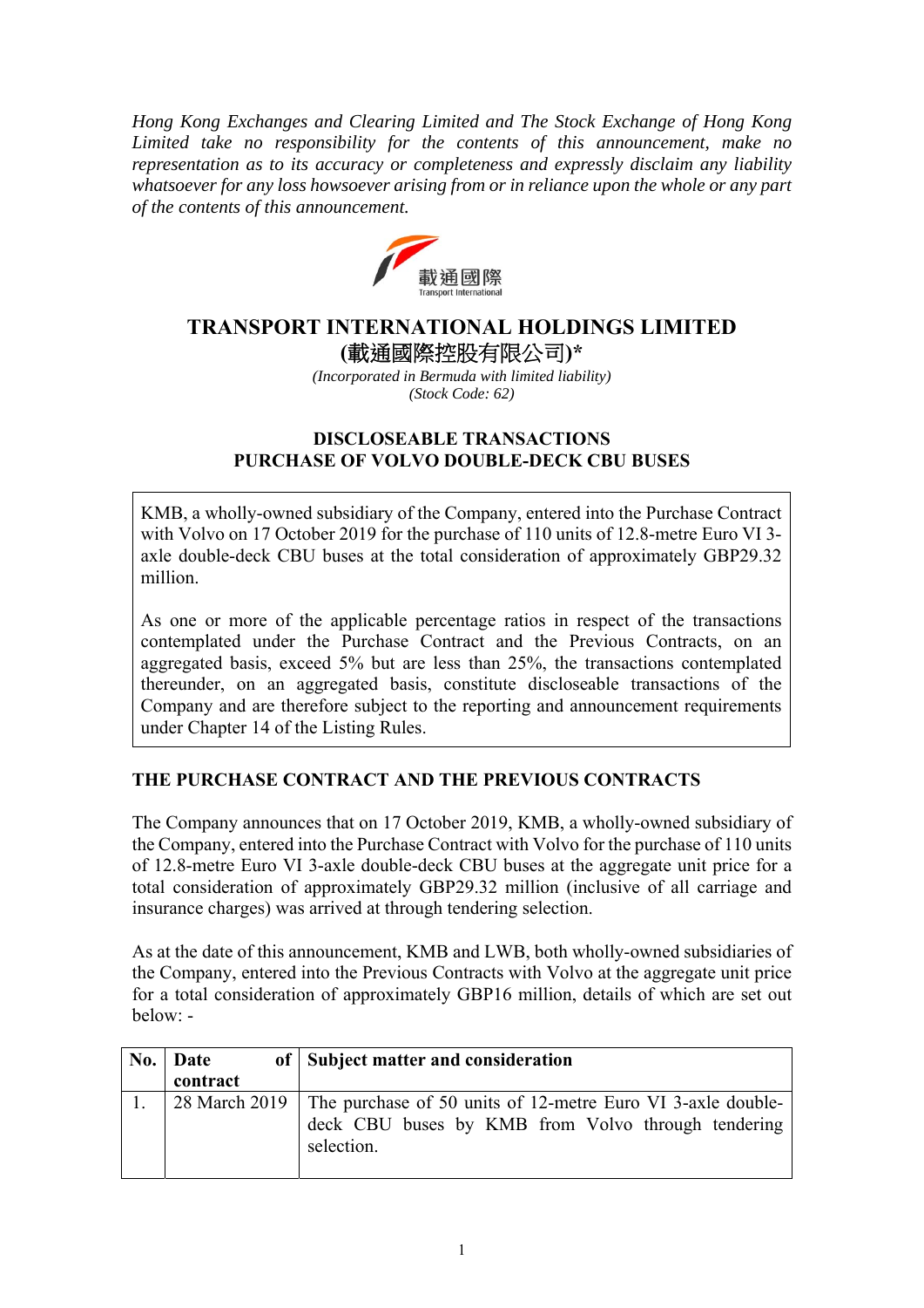*Hong Kong Exchanges and Clearing Limited and The Stock Exchange of Hong Kong Limited take no responsibility for the contents of this announcement, make no representation as to its accuracy or completeness and expressly disclaim any liability whatsoever for any loss howsoever arising from or in reliance upon the whole or any part of the contents of this announcement.*

載通國際
Transport International

# TRANSPORT INTERNATIONAL HOLDINGS LIMITED
# (載通國際控股有限公司)*

*(Incorporated in Bermuda with limited liability)*
*(Stock Code: 62)*

## DISCLOSEABLE TRANSACTIONS
## PURCHASE OF VOLVO DOUBLE-DECK CBU BUSES

KMB, a wholly-owned subsidiary of the Company, entered into the Purchase Contract with Volvo on 17 October 2019 for the purchase of 110 units of 12.8-metre Euro VI 3-axle double-deck CBU buses at the total consideration of approximately GBP29.32 million.

As one or more of the applicable percentage ratios in respect of the transactions contemplated under the Purchase Contract and the Previous Contracts, on an aggregated basis, exceed 5% but are less than 25%, the transactions contemplated thereunder, on an aggregated basis, constitute discloseable transactions of the Company and are therefore subject to the reporting and announcement requirements under Chapter 14 of the Listing Rules.

## THE PURCHASE CONTRACT AND THE PREVIOUS CONTRACTS

The Company announces that on 17 October 2019, KMB, a wholly-owned subsidiary of the Company, entered into the Purchase Contract with Volvo for the purchase of 110 units of 12.8-metre Euro VI 3-axle double-deck CBU buses at the aggregate unit price for a total consideration of approximately GBP29.32 million (inclusive of all carriage and insurance charges) was arrived at through tendering selection.

As at the date of this announcement, KMB and LWB, both wholly-owned subsidiaries of the Company, entered into the Previous Contracts with Volvo at the aggregate unit price for a total consideration of approximately GBP16 million, details of which are set out below: -

| No. | Date of contract | Subject matter and consideration |
|---|---|---|
| 1. | 28 March 2019 | The purchase of 50 units of 12-metre Euro VI 3-axle double-deck CBU buses by KMB from Volvo through tendering selection. |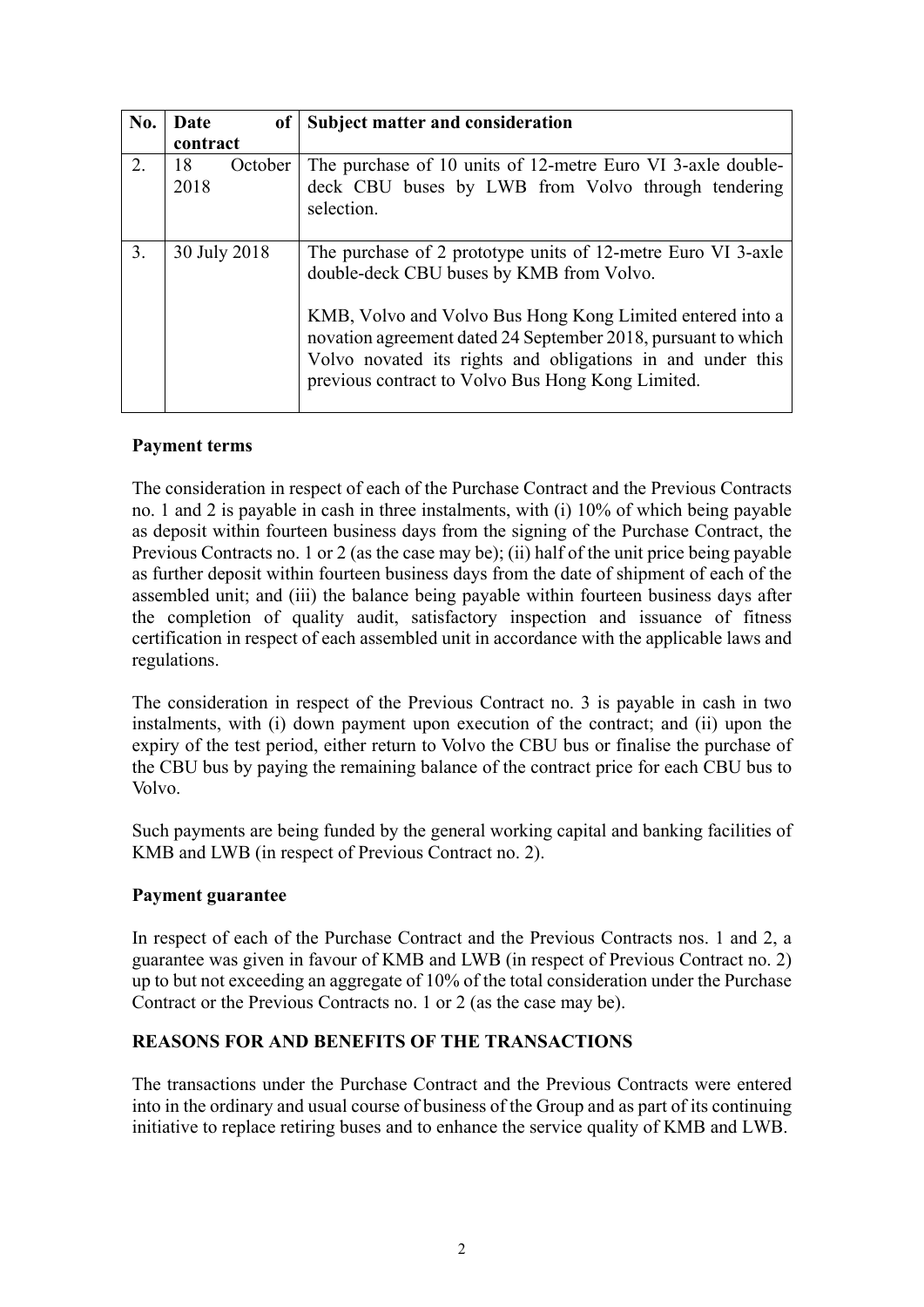| No. | Date of contract | Subject matter and consideration |
|---|---|---|
| 2. | 18 October 2018 | The purchase of 10 units of 12-metre Euro VI 3-axle double-deck CBU buses by LWB from Volvo through tendering selection. |
| 3. | 30 July 2018 | The purchase of 2 prototype units of 12-metre Euro VI 3-axle double-deck CBU buses by KMB from Volvo.<br><br>KMB, Volvo and Volvo Bus Hong Kong Limited entered into a novation agreement dated 24 September 2018, pursuant to which Volvo novated its rights and obligations in and under this previous contract to Volvo Bus Hong Kong Limited. |

**Payment terms**

The consideration in respect of each of the Purchase Contract and the Previous Contracts no. 1 and 2 is payable in cash in three instalments, with (i) 10% of which being payable as deposit within fourteen business days from the signing of the Purchase Contract, the Previous Contracts no. 1 or 2 (as the case may be); (ii) half of the unit price being payable as further deposit within fourteen business days from the date of shipment of each of the assembled unit; and (iii) the balance being payable within fourteen business days after the completion of quality audit, satisfactory inspection and issuance of fitness certification in respect of each assembled unit in accordance with the applicable laws and regulations.

The consideration in respect of the Previous Contract no. 3 is payable in cash in two instalments, with (i) down payment upon execution of the contract; and (ii) upon the expiry of the test period, either return to Volvo the CBU bus or finalise the purchase of the CBU bus by paying the remaining balance of the contract price for each CBU bus to Volvo.

Such payments are being funded by the general working capital and banking facilities of KMB and LWB (in respect of Previous Contract no. 2).

**Payment guarantee**

In respect of each of the Purchase Contract and the Previous Contracts nos. 1 and 2, a guarantee was given in favour of KMB and LWB (in respect of Previous Contract no. 2) up to but not exceeding an aggregate of 10% of the total consideration under the Purchase Contract or the Previous Contracts no. 1 or 2 (as the case may be).

**REASONS FOR AND BENEFITS OF THE TRANSACTIONS**

The transactions under the Purchase Contract and the Previous Contracts were entered into in the ordinary and usual course of business of the Group and as part of its continuing initiative to replace retiring buses and to enhance the service quality of KMB and LWB.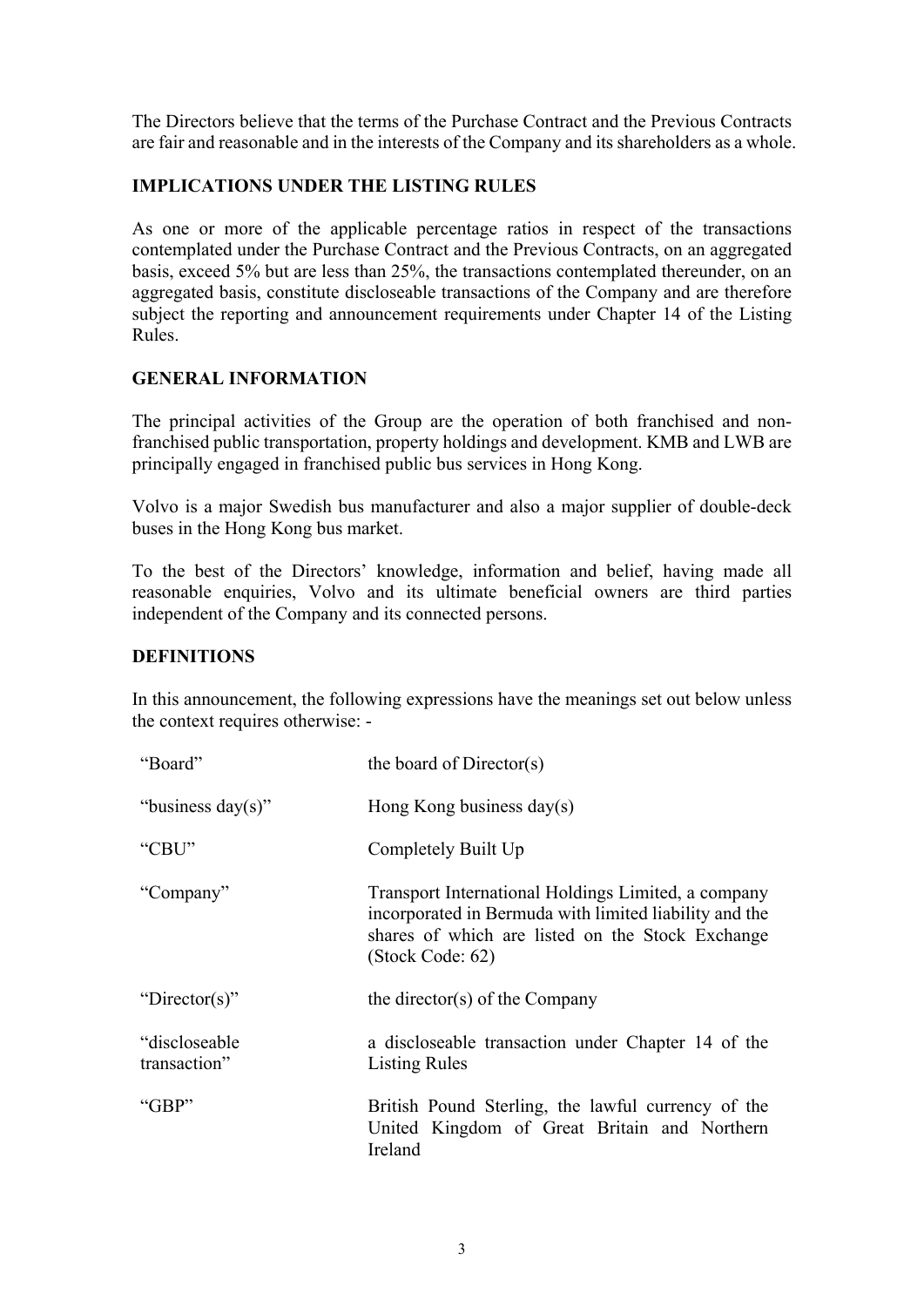The Directors believe that the terms of the Purchase Contract and the Previous Contracts are fair and reasonable and in the interests of the Company and its shareholders as a whole.

## IMPLICATIONS UNDER THE LISTING RULES

As one or more of the applicable percentage ratios in respect of the transactions contemplated under the Purchase Contract and the Previous Contracts, on an aggregated basis, exceed 5% but are less than 25%, the transactions contemplated thereunder, on an aggregated basis, constitute discloseable transactions of the Company and are therefore subject the reporting and announcement requirements under Chapter 14 of the Listing Rules.

## GENERAL INFORMATION

The principal activities of the Group are the operation of both franchised and non-franchised public transportation, property holdings and development. KMB and LWB are principally engaged in franchised public bus services in Hong Kong.

Volvo is a major Swedish bus manufacturer and also a major supplier of double-deck buses in the Hong Kong bus market.

To the best of the Directors' knowledge, information and belief, having made all reasonable enquiries, Volvo and its ultimate beneficial owners are third parties independent of the Company and its connected persons.

## DEFINITIONS

In this announcement, the following expressions have the meanings set out below unless the context requires otherwise: -

| | |
|---|---|
| "Board" | the board of Director(s) |
| "business day(s)" | Hong Kong business day(s) |
| "CBU" | Completely Built Up |
| "Company" | Transport International Holdings Limited, a company incorporated in Bermuda with limited liability and the shares of which are listed on the Stock Exchange (Stock Code: 62) |
| "Director(s)" | the director(s) of the Company |
| "discloseable transaction" | a discloseable transaction under Chapter 14 of the Listing Rules |
| "GBP" | British Pound Sterling, the lawful currency of the United Kingdom of Great Britain and Northern Ireland |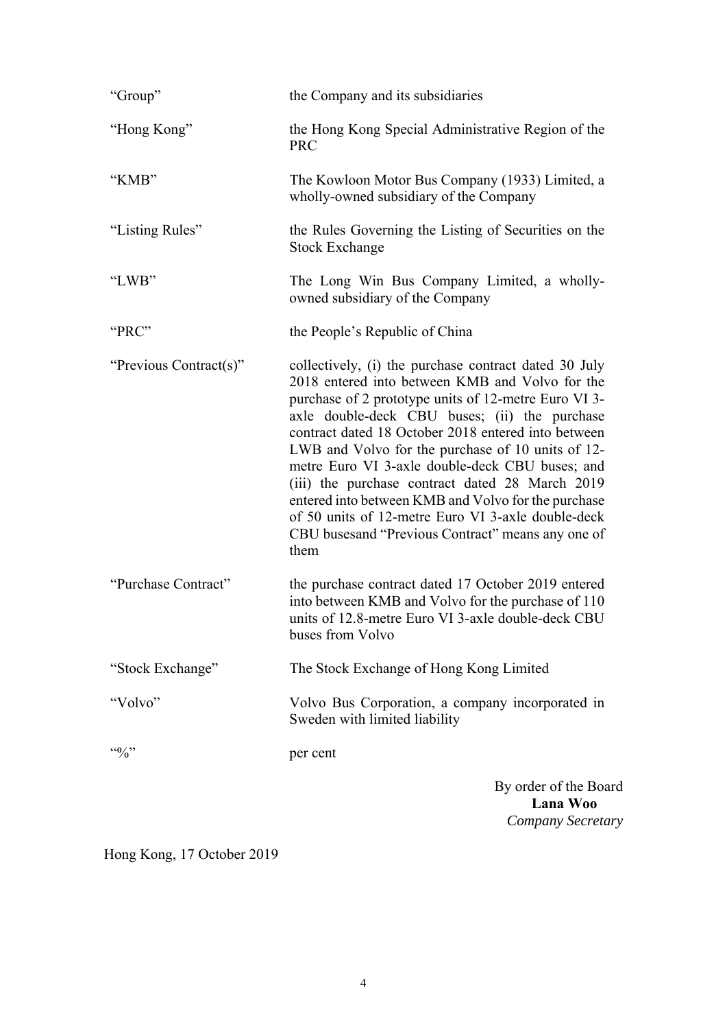| | |
|---|---|
| "Group" | the Company and its subsidiaries |
| "Hong Kong" | the Hong Kong Special Administrative Region of the PRC |
| "KMB" | The Kowloon Motor Bus Company (1933) Limited, a wholly-owned subsidiary of the Company |
| "Listing Rules" | the Rules Governing the Listing of Securities on the Stock Exchange |
| "LWB" | The Long Win Bus Company Limited, a wholly-owned subsidiary of the Company |
| "PRC" | the People's Republic of China |
| "Previous Contract(s)" | collectively, (i) the purchase contract dated 30 July 2018 entered into between KMB and Volvo for the purchase of 2 prototype units of 12-metre Euro VI 3-axle double-deck CBU buses; (ii) the purchase contract dated 18 October 2018 entered into between LWB and Volvo for the purchase of 10 units of 12-metre Euro VI 3-axle double-deck CBU buses; and (iii) the purchase contract dated 28 March 2019 entered into between KMB and Volvo for the purchase of 50 units of 12-metre Euro VI 3-axle double-deck CBU busesand "Previous Contract" means any one of them |
| "Purchase Contract" | the purchase contract dated 17 October 2019 entered into between KMB and Volvo for the purchase of 110 units of 12.8-metre Euro VI 3-axle double-deck CBU buses from Volvo |
| "Stock Exchange" | The Stock Exchange of Hong Kong Limited |
| "Volvo" | Volvo Bus Corporation, a company incorporated in Sweden with limited liability |
| "%" | per cent |

By order of the Board
**Lana Woo**
*Company Secretary*

Hong Kong, 17 October 2019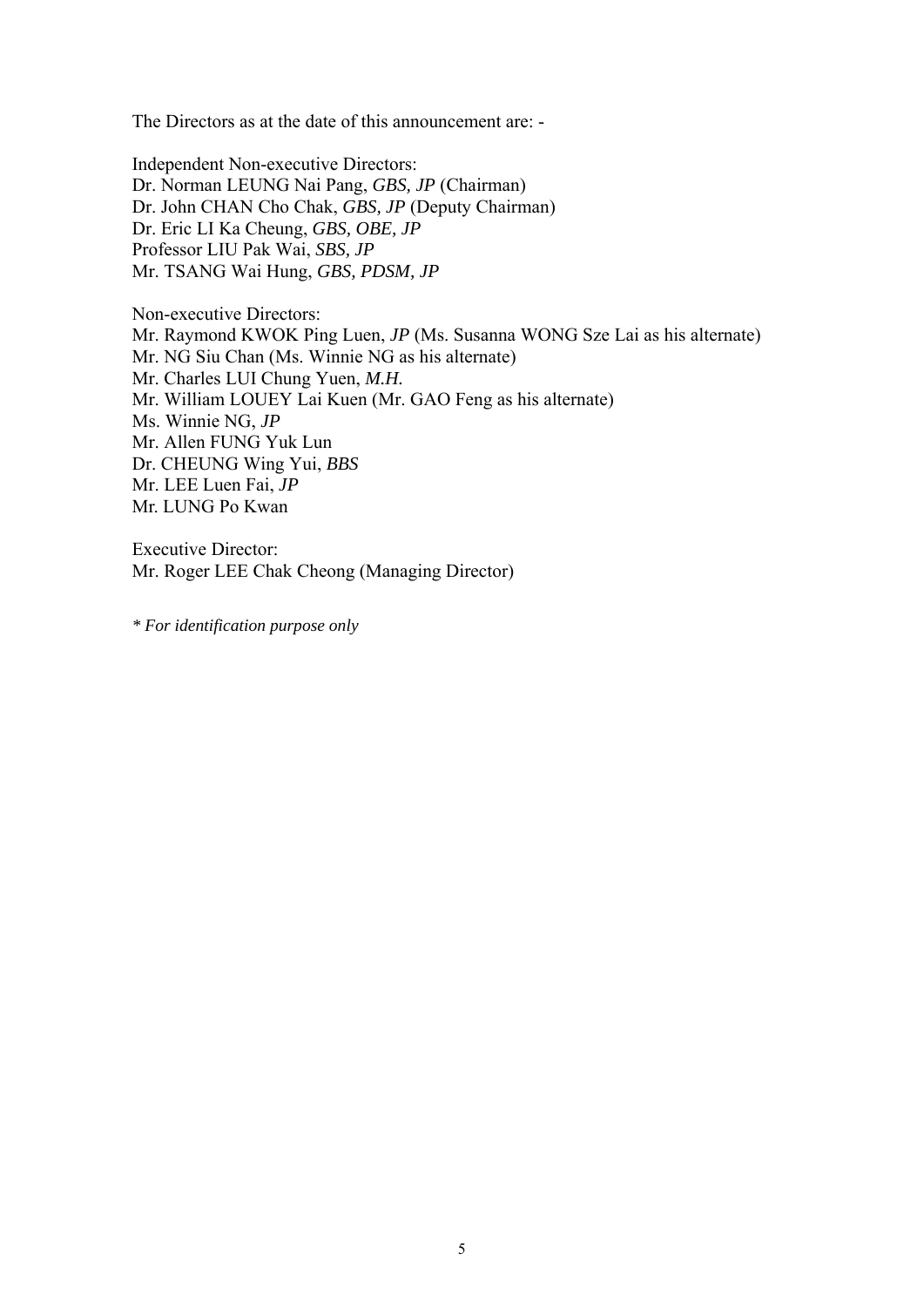The Directors as at the date of this announcement are: -

Independent Non-executive Directors:
Dr. Norman LEUNG Nai Pang, *GBS, JP* (Chairman)
Dr. John CHAN Cho Chak, *GBS, JP* (Deputy Chairman)
Dr. Eric LI Ka Cheung, *GBS, OBE, JP*
Professor LIU Pak Wai, *SBS, JP*
Mr. TSANG Wai Hung, *GBS, PDSM, JP*

Non-executive Directors:
Mr. Raymond KWOK Ping Luen, *JP* (Ms. Susanna WONG Sze Lai as his alternate)
Mr. NG Siu Chan (Ms. Winnie NG as his alternate)
Mr. Charles LUI Chung Yuen, *M.H.*
Mr. William LOUEY Lai Kuen (Mr. GAO Feng as his alternate)
Ms. Winnie NG, *JP*
Mr. Allen FUNG Yuk Lun
Dr. CHEUNG Wing Yui, *BBS*
Mr. LEE Luen Fai, *JP*
Mr. LUNG Po Kwan

Executive Director:
Mr. Roger LEE Chak Cheong (Managing Director)

*\* For identification purpose only*